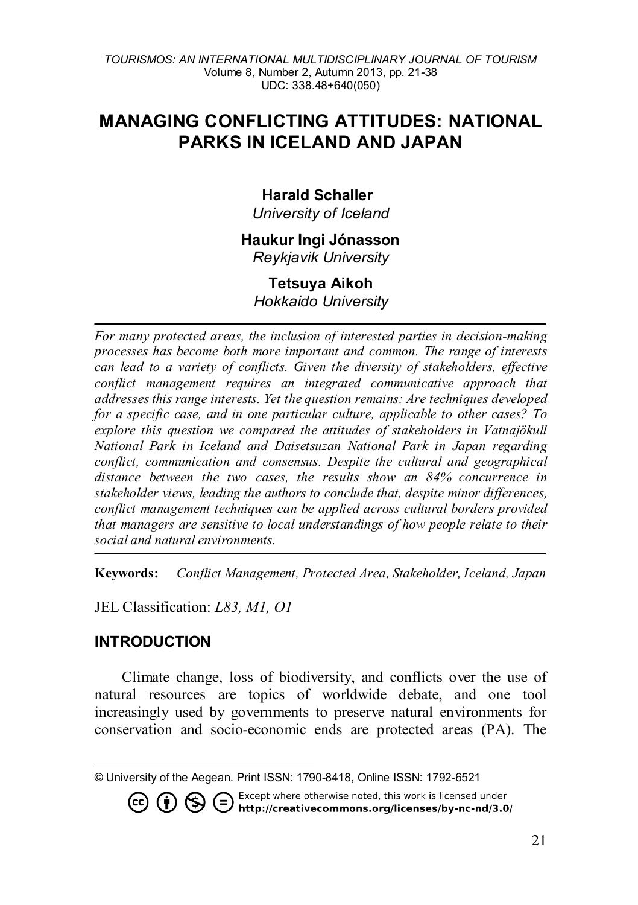# MANAGING CONFLICTING ATTITUDES: NATIONAL PARKS IN ICELAND AND JAPAN

**Harald Schaller**
*University of Iceland*

**Haukur Ingi Jónasson**
*Reykjavik University*

**Tetsuya Aikoh**
*Hokkaido University*

---

*For many protected areas, the inclusion of interested parties in decision-making processes has become both more important and common. The range of interests can lead to a variety of conflicts. Given the diversity of stakeholders, effective conflict management requires an integrated communicative approach that addresses this range interests. Yet the question remains: Are techniques developed for a specific case, and in one particular culture, applicable to other cases? To explore this question we compared the attitudes of stakeholders in Vatnajökull National Park in Iceland and Daisetsuzan National Park in Japan regarding conflict, communication and consensus. Despite the cultural and geographical distance between the two cases, the results show an 84% concurrence in stakeholder views, leading the authors to conclude that, despite minor differences, conflict management techniques can be applied across cultural borders provided that managers are sensitive to local understandings of how people relate to their social and natural environments.*

---

**Keywords:** *Conflict Management, Protected Area, Stakeholder, Iceland, Japan*

JEL Classification: *L83, M1, O1*

## INTRODUCTION

Climate change, loss of biodiversity, and conflicts over the use of natural resources are topics of worldwide debate, and one tool increasingly used by governments to preserve natural environments for conservation and socio-economic ends are protected areas (PA). The

---

© University of the Aegean. Print ISSN: 1790-8418, Online ISSN: 1792-6521

Except where otherwise noted, this work is licensed under **http://creativecommons.org/licenses/by-nc-nd/3.0/**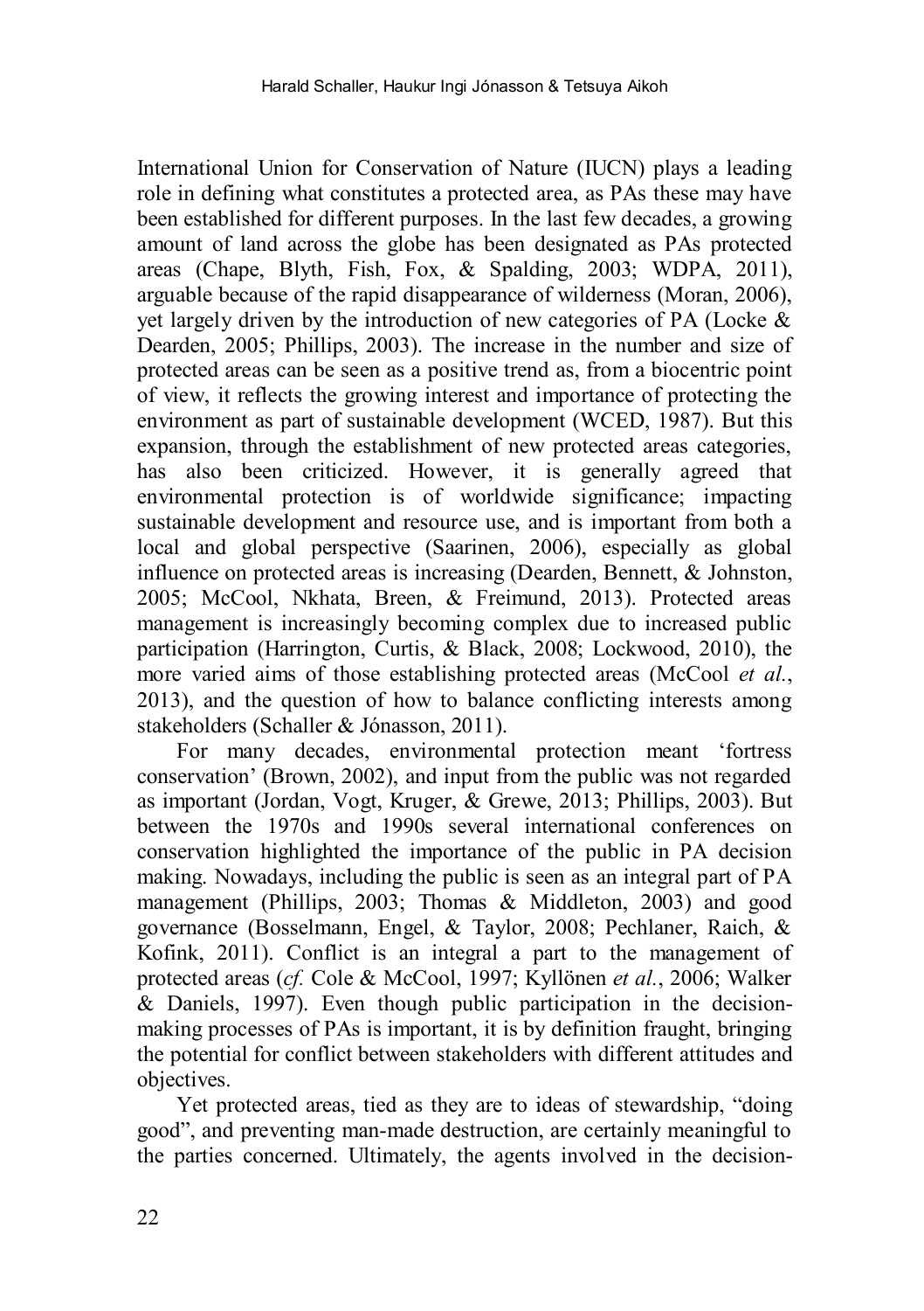International Union for Conservation of Nature (IUCN) plays a leading role in defining what constitutes a protected area, as PAs these may have been established for different purposes. In the last few decades, a growing amount of land across the globe has been designated as PAs protected areas (Chape, Blyth, Fish, Fox, & Spalding, 2003; WDPA, 2011), arguable because of the rapid disappearance of wilderness (Moran, 2006), yet largely driven by the introduction of new categories of PA (Locke & Dearden, 2005; Phillips, 2003). The increase in the number and size of protected areas can be seen as a positive trend as, from a biocentric point of view, it reflects the growing interest and importance of protecting the environment as part of sustainable development (WCED, 1987). But this expansion, through the establishment of new protected areas categories, has also been criticized. However, it is generally agreed that environmental protection is of worldwide significance; impacting sustainable development and resource use, and is important from both a local and global perspective (Saarinen, 2006), especially as global influence on protected areas is increasing (Dearden, Bennett, & Johnston, 2005; McCool, Nkhata, Breen, & Freimund, 2013). Protected areas management is increasingly becoming complex due to increased public participation (Harrington, Curtis, & Black, 2008; Lockwood, 2010), the more varied aims of those establishing protected areas (McCool *et al.*, 2013), and the question of how to balance conflicting interests among stakeholders (Schaller & Jónasson, 2011).

For many decades, environmental protection meant 'fortress conservation' (Brown, 2002), and input from the public was not regarded as important (Jordan, Vogt, Kruger, & Grewe, 2013; Phillips, 2003). But between the 1970s and 1990s several international conferences on conservation highlighted the importance of the public in PA decision making. Nowadays, including the public is seen as an integral part of PA management (Phillips, 2003; Thomas & Middleton, 2003) and good governance (Bosselmann, Engel, & Taylor, 2008; Pechlaner, Raich, & Kofink, 2011). Conflict is an integral a part to the management of protected areas (*cf.* Cole & McCool, 1997; Kyllönen *et al.*, 2006; Walker & Daniels, 1997). Even though public participation in the decision-making processes of PAs is important, it is by definition fraught, bringing the potential for conflict between stakeholders with different attitudes and objectives.

Yet protected areas, tied as they are to ideas of stewardship, "doing good", and preventing man-made destruction, are certainly meaningful to the parties concerned. Ultimately, the agents involved in the decision-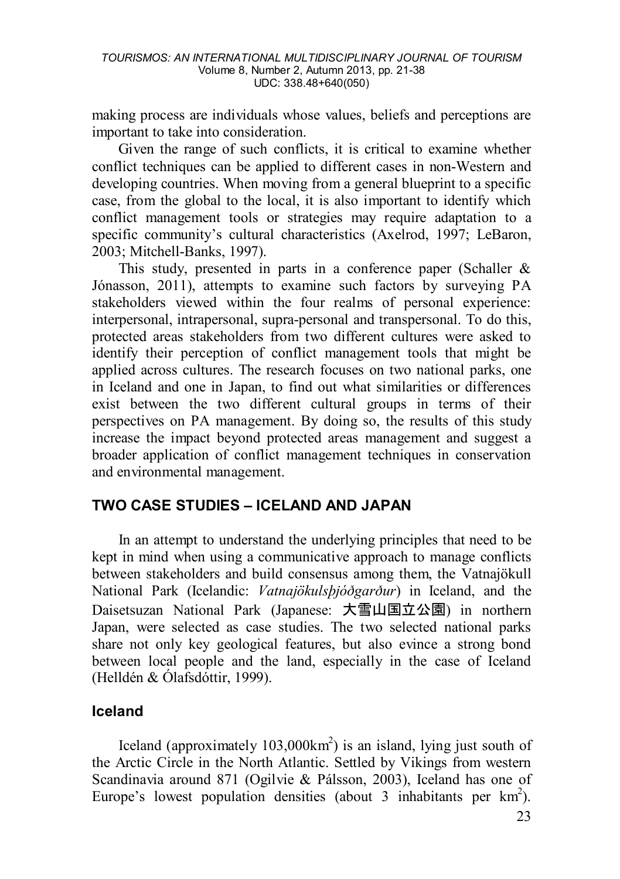making process are individuals whose values, beliefs and perceptions are important to take into consideration.

Given the range of such conflicts, it is critical to examine whether conflict techniques can be applied to different cases in non-Western and developing countries. When moving from a general blueprint to a specific case, from the global to the local, it is also important to identify which conflict management tools or strategies may require adaptation to a specific community's cultural characteristics (Axelrod, 1997; LeBaron, 2003; Mitchell-Banks, 1997).

This study, presented in parts in a conference paper (Schaller & Jónasson, 2011), attempts to examine such factors by surveying PA stakeholders viewed within the four realms of personal experience: interpersonal, intrapersonal, supra-personal and transpersonal. To do this, protected areas stakeholders from two different cultures were asked to identify their perception of conflict management tools that might be applied across cultures. The research focuses on two national parks, one in Iceland and one in Japan, to find out what similarities or differences exist between the two different cultural groups in terms of their perspectives on PA management. By doing so, the results of this study increase the impact beyond protected areas management and suggest a broader application of conflict management techniques in conservation and environmental management.

## TWO CASE STUDIES – ICELAND AND JAPAN

In an attempt to understand the underlying principles that need to be kept in mind when using a communicative approach to manage conflicts between stakeholders and build consensus among them, the Vatnajökull National Park (Icelandic: *Vatnajökulsþjóðgarður*) in Iceland, and the Daisetsuzan National Park (Japanese: 大雪山国立公園) in northern Japan, were selected as case studies. The two selected national parks share not only key geological features, but also evince a strong bond between local people and the land, especially in the case of Iceland (Helldén & Ólafsdóttir, 1999).

### Iceland

Iceland (approximately 103,000km$^2$) is an island, lying just south of the Arctic Circle in the North Atlantic. Settled by Vikings from western Scandinavia around 871 (Ogilvie & Pálsson, 2003), Iceland has one of Europe's lowest population densities (about 3 inhabitants per km$^2$).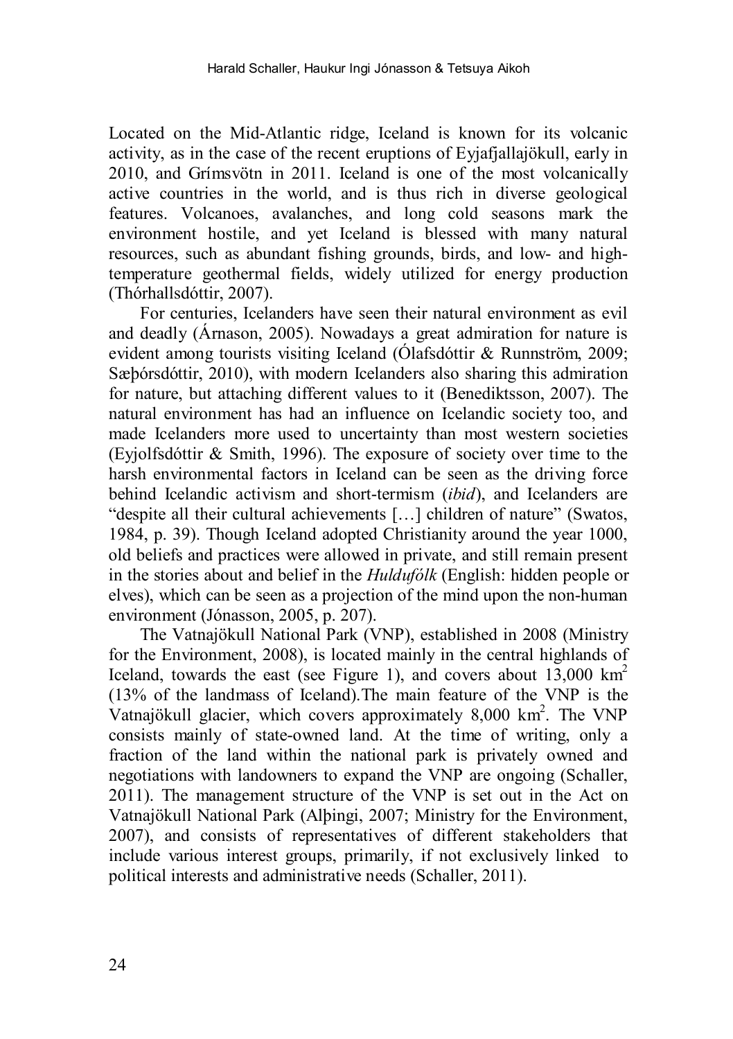Located on the Mid-Atlantic ridge, Iceland is known for its volcanic activity, as in the case of the recent eruptions of Eyjafjallajökull, early in 2010, and Grímsvötn in 2011. Iceland is one of the most volcanically active countries in the world, and is thus rich in diverse geological features. Volcanoes, avalanches, and long cold seasons mark the environment hostile, and yet Iceland is blessed with many natural resources, such as abundant fishing grounds, birds, and low- and high-temperature geothermal fields, widely utilized for energy production (Thórhallsdóttir, 2007).

For centuries, Icelanders have seen their natural environment as evil and deadly (Árnason, 2005). Nowadays a great admiration for nature is evident among tourists visiting Iceland (Ólafsdóttir & Runnström, 2009; Sæþórsdóttir, 2010), with modern Icelanders also sharing this admiration for nature, but attaching different values to it (Benediktsson, 2007). The natural environment has had an influence on Icelandic society too, and made Icelanders more used to uncertainty than most western societies (Eyjolfsdóttir & Smith, 1996). The exposure of society over time to the harsh environmental factors in Iceland can be seen as the driving force behind Icelandic activism and short-termism (*ibid*), and Icelanders are "despite all their cultural achievements […] children of nature" (Swatos, 1984, p. 39). Though Iceland adopted Christianity around the year 1000, old beliefs and practices were allowed in private, and still remain present in the stories about and belief in the *Huldufólk* (English: hidden people or elves), which can be seen as a projection of the mind upon the non-human environment (Jónasson, 2005, p. 207).

The Vatnajökull National Park (VNP), established in 2008 (Ministry for the Environment, 2008), is located mainly in the central highlands of Iceland, towards the east (see Figure 1), and covers about 13,000 km$^2$ (13% of the landmass of Iceland).The main feature of the VNP is the Vatnajökull glacier, which covers approximately 8,000 km$^2$. The VNP consists mainly of state-owned land. At the time of writing, only a fraction of the land within the national park is privately owned and negotiations with landowners to expand the VNP are ongoing (Schaller, 2011). The management structure of the VNP is set out in the Act on Vatnajökull National Park (Alþingi, 2007; Ministry for the Environment, 2007), and consists of representatives of different stakeholders that include various interest groups, primarily, if not exclusively linked to political interests and administrative needs (Schaller, 2011).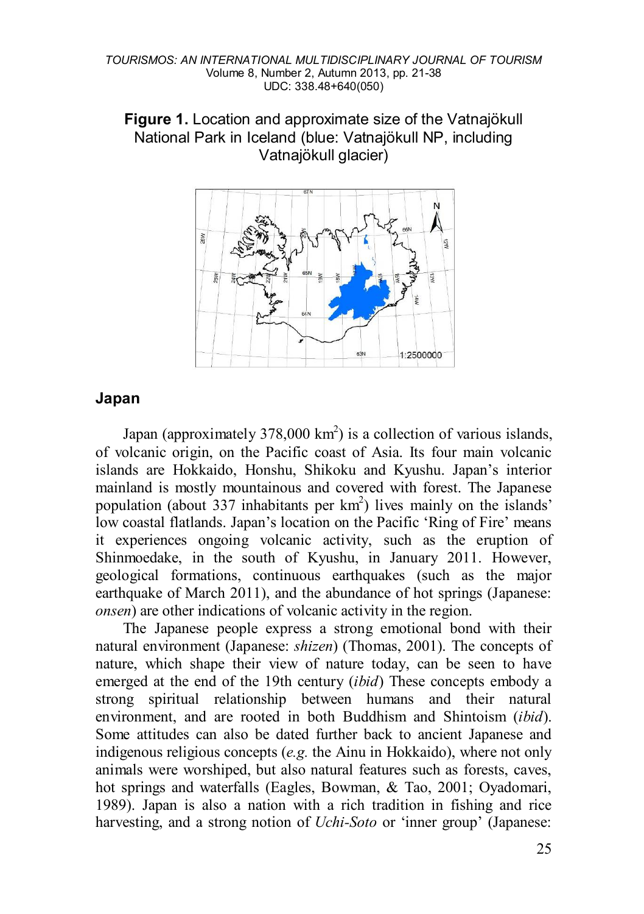**Figure 1.** Location and approximate size of the Vatnajökull National Park in Iceland (blue: Vatnajökull NP, including Vatnajökull glacier)

## Japan

Japan (approximately 378,000 km$^2$) is a collection of various islands, of volcanic origin, on the Pacific coast of Asia. Its four main volcanic islands are Hokkaido, Honshu, Shikoku and Kyushu. Japan's interior mainland is mostly mountainous and covered with forest. The Japanese population (about 337 inhabitants per km$^2$) lives mainly on the islands' low coastal flatlands. Japan's location on the Pacific 'Ring of Fire' means it experiences ongoing volcanic activity, such as the eruption of Shinmoedake, in the south of Kyushu, in January 2011. However, geological formations, continuous earthquakes (such as the major earthquake of March 2011), and the abundance of hot springs (Japanese: *onsen*) are other indications of volcanic activity in the region.

The Japanese people express a strong emotional bond with their natural environment (Japanese: *shizen*) (Thomas, 2001). The concepts of nature, which shape their view of nature today, can be seen to have emerged at the end of the 19th century (*ibid*) These concepts embody a strong spiritual relationship between humans and their natural environment, and are rooted in both Buddhism and Shintoism (*ibid*). Some attitudes can also be dated further back to ancient Japanese and indigenous religious concepts (*e.g.* the Ainu in Hokkaido), where not only animals were worshiped, but also natural features such as forests, caves, hot springs and waterfalls (Eagles, Bowman, & Tao, 2001; Oyadomari, 1989). Japan is also a nation with a rich tradition in fishing and rice harvesting, and a strong notion of *Uchi-Soto* or 'inner group' (Japanese: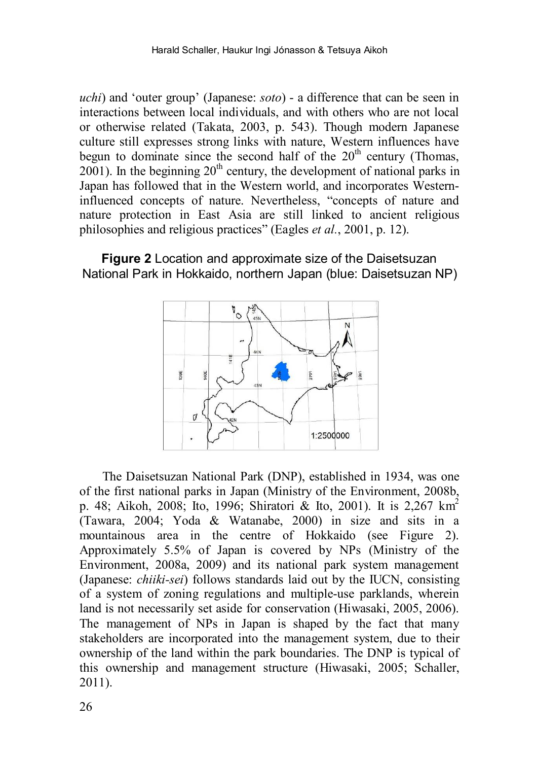*uchi*) and 'outer group' (Japanese: *soto*) - a difference that can be seen in interactions between local individuals, and with others who are not local or otherwise related (Takata, 2003, p. 543). Though modern Japanese culture still expresses strong links with nature, Western influences have begun to dominate since the second half of the $20^{th}$ century (Thomas, 2001). In the beginning $20^{th}$ century, the development of national parks in Japan has followed that in the Western world, and incorporates Western-influenced concepts of nature. Nevertheless, "concepts of nature and nature protection in East Asia are still linked to ancient religious philosophies and religious practices" (Eagles *et al.*, 2001, p. 12).

**Figure 2** Location and approximate size of the Daisetsuzan National Park in Hokkaido, northern Japan (blue: Daisetsuzan NP)

The Daisetsuzan National Park (DNP), established in 1934, was one of the first national parks in Japan (Ministry of the Environment, 2008b, p. 48; Aikoh, 2008; Ito, 1996; Shiratori & Ito, 2001). It is 2,267 km$^2$ (Tawara, 2004; Yoda & Watanabe, 2000) in size and sits in a mountainous area in the centre of Hokkaido (see Figure 2). Approximately 5.5% of Japan is covered by NPs (Ministry of the Environment, 2008a, 2009) and its national park system management (Japanese: *chiiki-sei*) follows standards laid out by the IUCN, consisting of a system of zoning regulations and multiple-use parklands, wherein land is not necessarily set aside for conservation (Hiwasaki, 2005, 2006). The management of NPs in Japan is shaped by the fact that many stakeholders are incorporated into the management system, due to their ownership of the land within the park boundaries. The DNP is typical of this ownership and management structure (Hiwasaki, 2005; Schaller, 2011).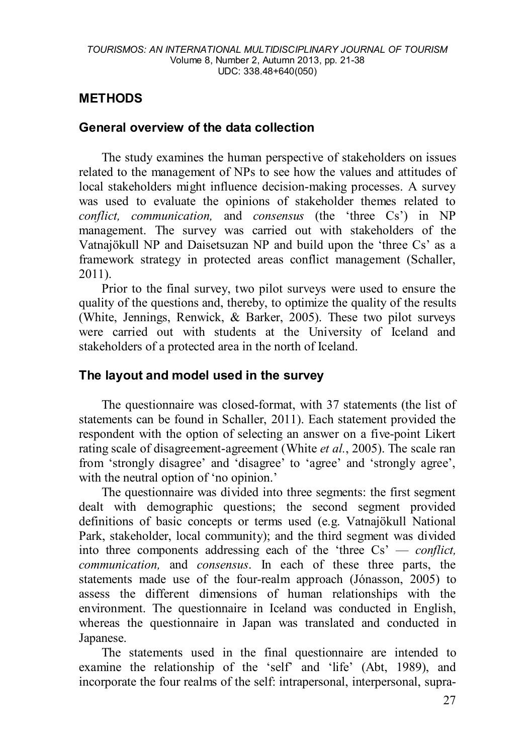## METHODS

### General overview of the data collection

The study examines the human perspective of stakeholders on issues related to the management of NPs to see how the values and attitudes of local stakeholders might influence decision-making processes. A survey was used to evaluate the opinions of stakeholder themes related to *conflict, communication,* and *consensus* (the 'three Cs') in NP management. The survey was carried out with stakeholders of the Vatnajökull NP and Daisetsuzan NP and build upon the 'three Cs' as a framework strategy in protected areas conflict management (Schaller, 2011).

Prior to the final survey, two pilot surveys were used to ensure the quality of the questions and, thereby, to optimize the quality of the results (White, Jennings, Renwick, & Barker, 2005). These two pilot surveys were carried out with students at the University of Iceland and stakeholders of a protected area in the north of Iceland.

### The layout and model used in the survey

The questionnaire was closed-format, with 37 statements (the list of statements can be found in Schaller, 2011). Each statement provided the respondent with the option of selecting an answer on a five-point Likert rating scale of disagreement-agreement (White *et al.*, 2005). The scale ran from 'strongly disagree' and 'disagree' to 'agree' and 'strongly agree', with the neutral option of 'no opinion.'

The questionnaire was divided into three segments: the first segment dealt with demographic questions; the second segment provided definitions of basic concepts or terms used (e.g. Vatnajökull National Park, stakeholder, local community); and the third segment was divided into three components addressing each of the 'three Cs' — *conflict, communication,* and *consensus*. In each of these three parts, the statements made use of the four-realm approach (Jónasson, 2005) to assess the different dimensions of human relationships with the environment. The questionnaire in Iceland was conducted in English, whereas the questionnaire in Japan was translated and conducted in Japanese.

The statements used in the final questionnaire are intended to examine the relationship of the 'self' and 'life' (Abt, 1989), and incorporate the four realms of the self: intrapersonal, interpersonal, supra-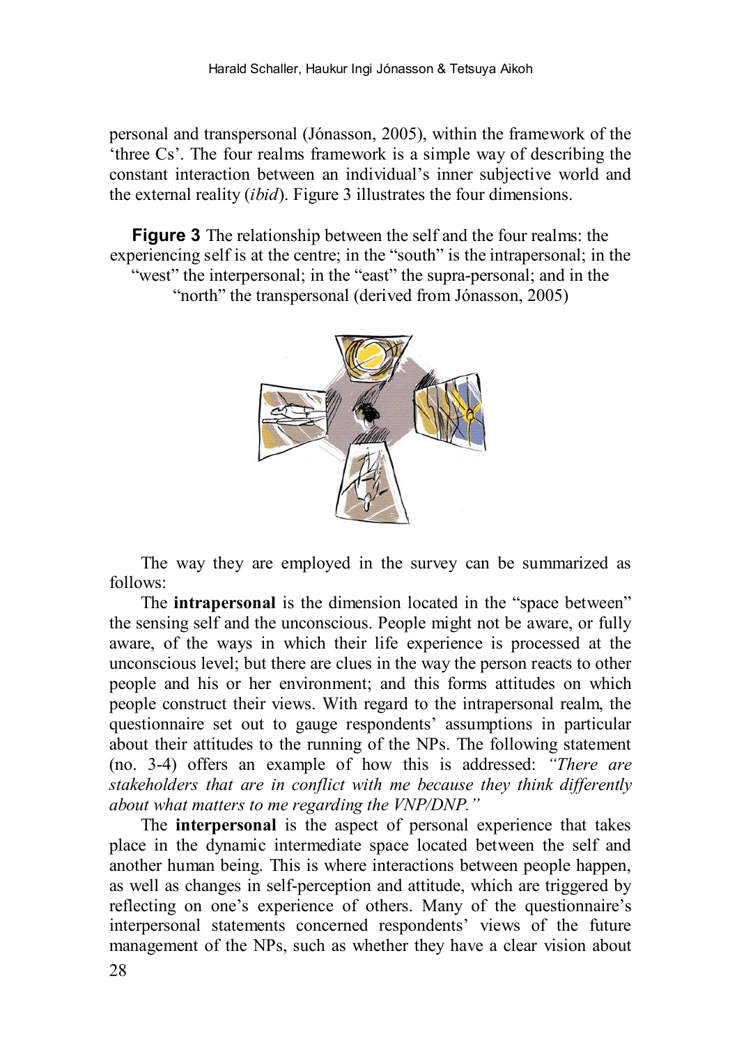personal and transpersonal (Jónasson, 2005), within the framework of the 'three Cs'. The four realms framework is a simple way of describing the constant interaction between an individual's inner subjective world and the external reality (*ibid*). Figure 3 illustrates the four dimensions.

**Figure 3** The relationship between the self and the four realms: the experiencing self is at the centre; in the "south" is the intrapersonal; in the "west" the interpersonal; in the "east" the supra-personal; and in the "north" the transpersonal (derived from Jónasson, 2005)

The way they are employed in the survey can be summarized as follows:

The **intrapersonal** is the dimension located in the "space between" the sensing self and the unconscious. People might not be aware, or fully aware, of the ways in which their life experience is processed at the unconscious level; but there are clues in the way the person reacts to other people and his or her environment; and this forms attitudes on which people construct their views. With regard to the intrapersonal realm, the questionnaire set out to gauge respondents' assumptions in particular about their attitudes to the running of the NPs. The following statement (no. 3-4) offers an example of how this is addressed: *"There are stakeholders that are in conflict with me because they think differently about what matters to me regarding the VNP/DNP."*

The **interpersonal** is the aspect of personal experience that takes place in the dynamic intermediate space located between the self and another human being. This is where interactions between people happen, as well as changes in self-perception and attitude, which are triggered by reflecting on one's experience of others. Many of the questionnaire's interpersonal statements concerned respondents' views of the future management of the NPs, such as whether they have a clear vision about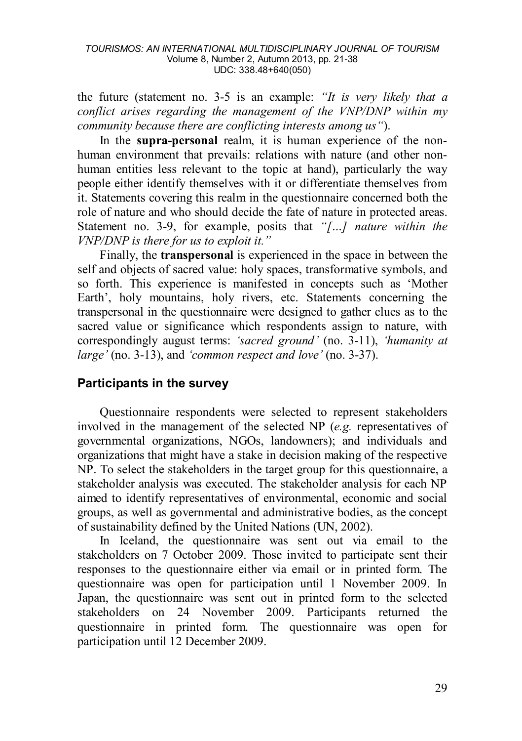the future (statement no. 3-5 is an example: *"It is very likely that a conflict arises regarding the management of the VNP/DNP within my community because there are conflicting interests among us"*).

In the **supra-personal** realm, it is human experience of the non-human environment that prevails: relations with nature (and other non-human entities less relevant to the topic at hand), particularly the way people either identify themselves with it or differentiate themselves from it. Statements covering this realm in the questionnaire concerned both the role of nature and who should decide the fate of nature in protected areas. Statement no. 3-9, for example, posits that *"[...] nature within the VNP/DNP is there for us to exploit it."*

Finally, the **transpersonal** is experienced in the space in between the self and objects of sacred value: holy spaces, transformative symbols, and so forth. This experience is manifested in concepts such as 'Mother Earth', holy mountains, holy rivers, etc. Statements concerning the transpersonal in the questionnaire were designed to gather clues as to the sacred value or significance which respondents assign to nature, with correspondingly august terms: *'sacred ground'* (no. 3-11), *'humanity at large'* (no. 3-13), and *'common respect and love'* (no. 3-37).

## Participants in the survey

Questionnaire respondents were selected to represent stakeholders involved in the management of the selected NP (*e.g.* representatives of governmental organizations, NGOs, landowners); and individuals and organizations that might have a stake in decision making of the respective NP. To select the stakeholders in the target group for this questionnaire, a stakeholder analysis was executed. The stakeholder analysis for each NP aimed to identify representatives of environmental, economic and social groups, as well as governmental and administrative bodies, as the concept of sustainability defined by the United Nations (UN, 2002).

In Iceland, the questionnaire was sent out via email to the stakeholders on 7 October 2009. Those invited to participate sent their responses to the questionnaire either via email or in printed form. The questionnaire was open for participation until 1 November 2009. In Japan, the questionnaire was sent out in printed form to the selected stakeholders on 24 November 2009. Participants returned the questionnaire in printed form. The questionnaire was open for participation until 12 December 2009.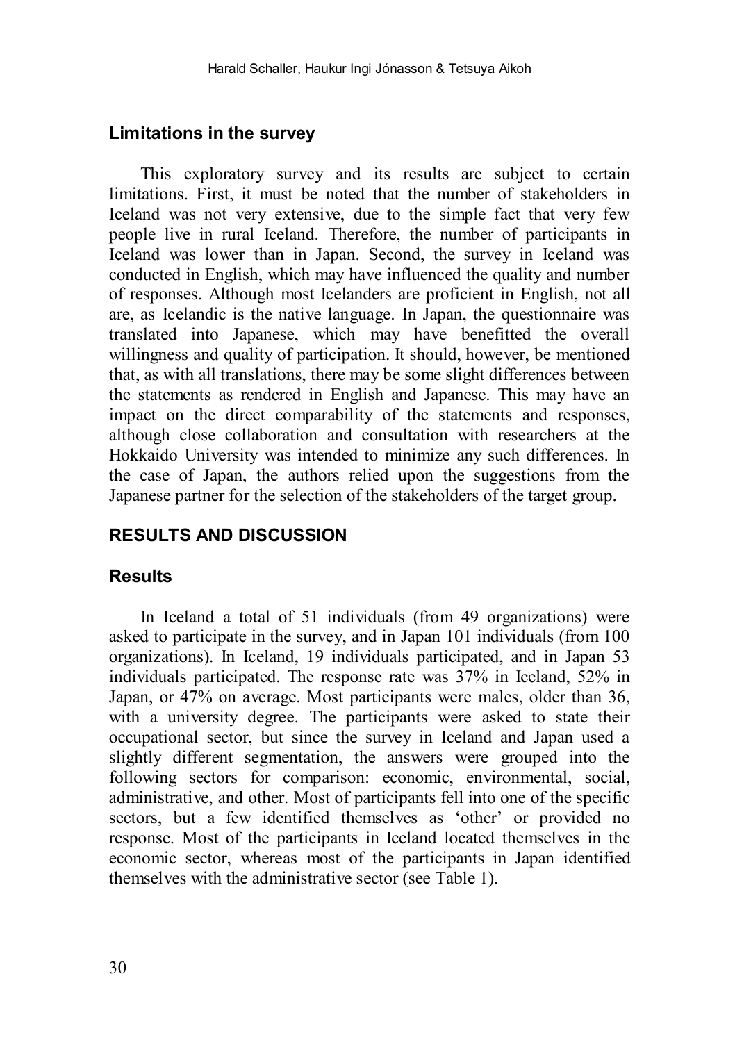## Limitations in the survey

This exploratory survey and its results are subject to certain limitations. First, it must be noted that the number of stakeholders in Iceland was not very extensive, due to the simple fact that very few people live in rural Iceland. Therefore, the number of participants in Iceland was lower than in Japan. Second, the survey in Iceland was conducted in English, which may have influenced the quality and number of responses. Although most Icelanders are proficient in English, not all are, as Icelandic is the native language. In Japan, the questionnaire was translated into Japanese, which may have benefitted the overall willingness and quality of participation. It should, however, be mentioned that, as with all translations, there may be some slight differences between the statements as rendered in English and Japanese. This may have an impact on the direct comparability of the statements and responses, although close collaboration and consultation with researchers at the Hokkaido University was intended to minimize any such differences. In the case of Japan, the authors relied upon the suggestions from the Japanese partner for the selection of the stakeholders of the target group.

# RESULTS AND DISCUSSION

## Results

In Iceland a total of 51 individuals (from 49 organizations) were asked to participate in the survey, and in Japan 101 individuals (from 100 organizations). In Iceland, 19 individuals participated, and in Japan 53 individuals participated. The response rate was 37% in Iceland, 52% in Japan, or 47% on average. Most participants were males, older than 36, with a university degree. The participants were asked to state their occupational sector, but since the survey in Iceland and Japan used a slightly different segmentation, the answers were grouped into the following sectors for comparison: economic, environmental, social, administrative, and other. Most of participants fell into one of the specific sectors, but a few identified themselves as 'other' or provided no response. Most of the participants in Iceland located themselves in the economic sector, whereas most of the participants in Japan identified themselves with the administrative sector (see Table 1).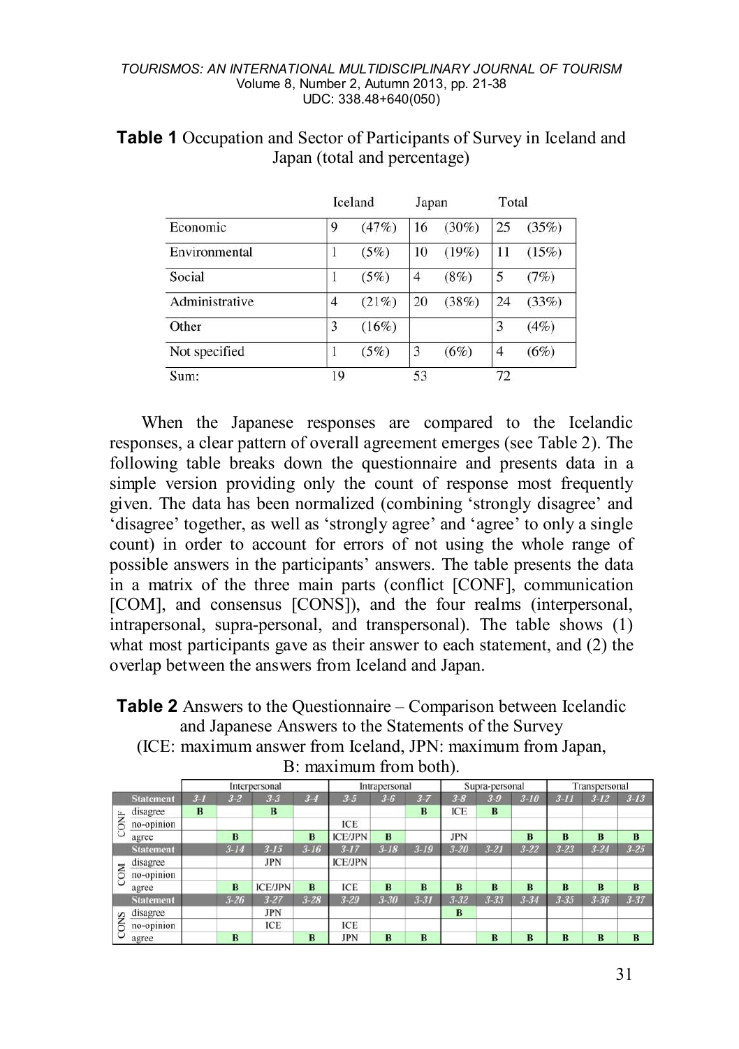**Table 1** Occupation and Sector of Participants of Survey in Iceland and Japan (total and percentage)

| | Iceland | Japan | Total |
|---|---|---|---|
| Economic | 9 (47%) | 16 (30%) | 25 (35%) |
| Environmental | 1 (5%) | 10 (19%) | 11 (15%) |
| Social | 1 (5%) | 4 (8%) | 5 (7%) |
| Administrative | 4 (21%) | 20 (38%) | 24 (33%) |
| Other | 3 (16%) | | 3 (4%) |
| Not specified | 1 (5%) | 3 (6%) | 4 (6%) |
| Sum: | 19 | 53 | 72 |

When the Japanese responses are compared to the Icelandic responses, a clear pattern of overall agreement emerges (see Table 2). The following table breaks down the questionnaire and presents data in a simple version providing only the count of response most frequently given. The data has been normalized (combining 'strongly disagree' and 'disagree' together, as well as 'strongly agree' and 'agree' to only a single count) in order to account for errors of not using the whole range of possible answers in the participants' answers. The table presents the data in a matrix of the three main parts (conflict [CONF], communication [COM], and consensus [CONS]), and the four realms (interpersonal, intrapersonal, supra-personal, and transpersonal). The table shows (1) what most participants gave as their answer to each statement, and (2) the overlap between the answers from Iceland and Japan.

**Table 2** Answers to the Questionnaire – Comparison between Icelandic and Japanese Answers to the Statements of the Survey (ICE: maximum answer from Iceland, JPN: maximum from Japan, B: maximum from both).

| | | Interpersonal | | | | Intrapersonal | | | Supra-personal | | | Transpersonal | | |
|---|---|---|---|---|---|---|---|---|---|---|---|---|---|---|
| | **Statement** | 3-1 | 3-2 | 3-3 | 3-4 | 3-5 | 3-6 | 3-7 | 3-8 | 3-9 | 3-10 | 3-11 | 3-12 | 3-13 |
| CONF | disagree | B | | B | | | | B | ICE | B | | | | |
| | no-opinion | | | | | ICE | | | | | | | | |
| | agree | | B | | B | ICE/JPN | B | | JPN | | B | B | B | B |
| | **Statement** | | 3-14 | 3-15 | 3-16 | 3-17 | 3-18 | 3-19 | 3-20 | 3-21 | 3-22 | 3-23 | 3-24 | 3-25 |
| COM | disagree | | | JPN | | ICE/JPN | | | | | | | | |
| | no-opinion | | | | | | | | | | | | | |
| | agree | | B | ICE/JPN | B | ICE | B | B | B | B | B | B | B | B |
| | **Statement** | | 3-26 | 3-27 | 3-28 | 3-29 | 3-30 | 3-31 | 3-32 | 3-33 | 3-34 | 3-35 | 3-36 | 3-37 |
| CONS | disagree | | | JPN | | | | | B | | | | | |
| | no-opinion | | | ICE | | ICE | | | | | | | | |
| | agree | | B | | B | JPN | B | B | | B | B | B | B | B |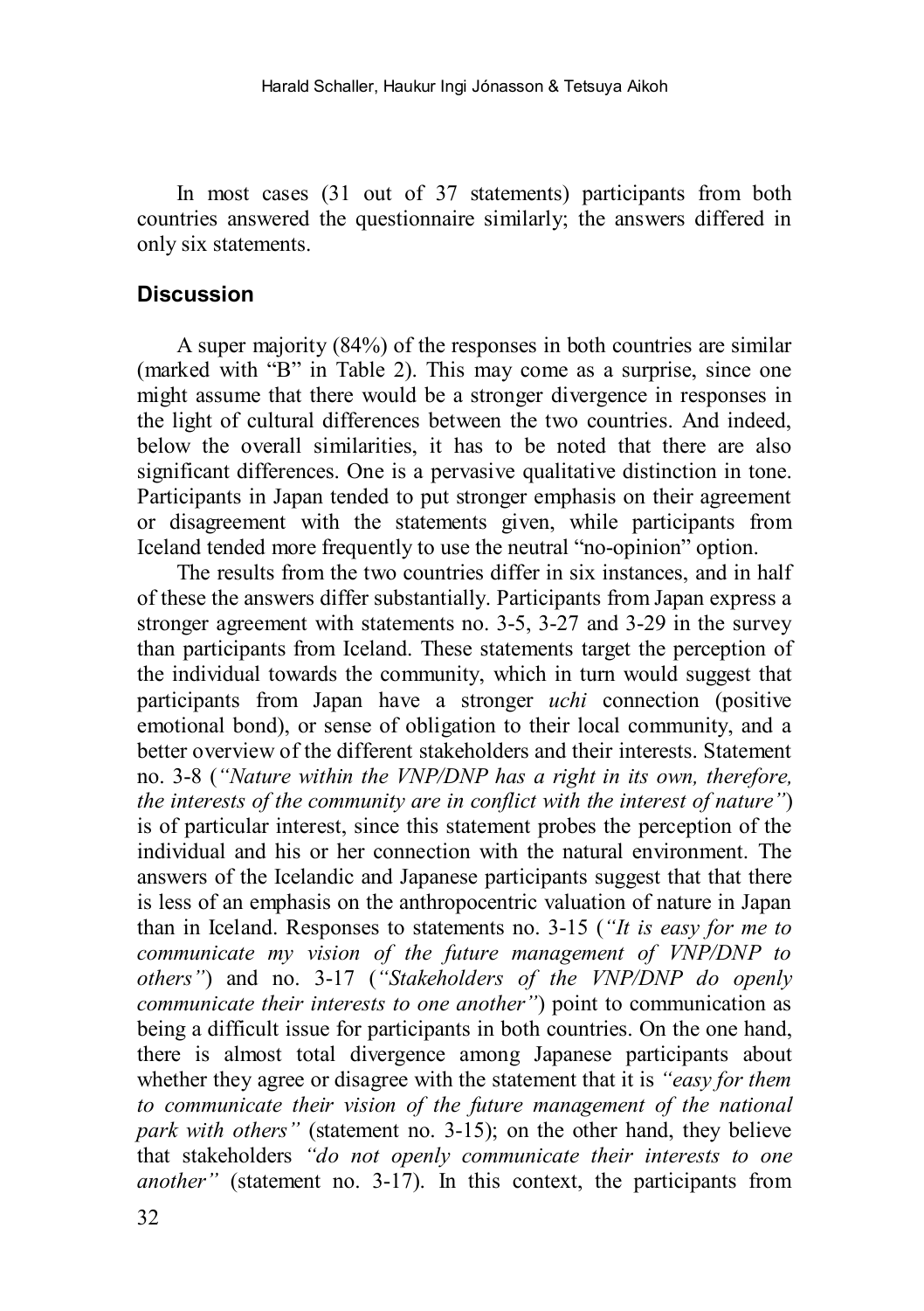In most cases (31 out of 37 statements) participants from both countries answered the questionnaire similarly; the answers differed in only six statements.

## Discussion

A super majority (84%) of the responses in both countries are similar (marked with "B" in Table 2). This may come as a surprise, since one might assume that there would be a stronger divergence in responses in the light of cultural differences between the two countries. And indeed, below the overall similarities, it has to be noted that there are also significant differences. One is a pervasive qualitative distinction in tone. Participants in Japan tended to put stronger emphasis on their agreement or disagreement with the statements given, while participants from Iceland tended more frequently to use the neutral "no-opinion" option.

The results from the two countries differ in six instances, and in half of these the answers differ substantially. Participants from Japan express a stronger agreement with statements no. 3-5, 3-27 and 3-29 in the survey than participants from Iceland. These statements target the perception of the individual towards the community, which in turn would suggest that participants from Japan have a stronger *uchi* connection (positive emotional bond), or sense of obligation to their local community, and a better overview of the different stakeholders and their interests. Statement no. 3-8 (*"Nature within the VNP/DNP has a right in its own, therefore, the interests of the community are in conflict with the interest of nature"*) is of particular interest, since this statement probes the perception of the individual and his or her connection with the natural environment. The answers of the Icelandic and Japanese participants suggest that that there is less of an emphasis on the anthropocentric valuation of nature in Japan than in Iceland. Responses to statements no. 3-15 (*"It is easy for me to communicate my vision of the future management of VNP/DNP to others"*) and no. 3-17 (*"Stakeholders of the VNP/DNP do openly communicate their interests to one another"*) point to communication as being a difficult issue for participants in both countries. On the one hand, there is almost total divergence among Japanese participants about whether they agree or disagree with the statement that it is *"easy for them to communicate their vision of the future management of the national park with others"* (statement no. 3-15); on the other hand, they believe that stakeholders *"do not openly communicate their interests to one another"* (statement no. 3-17). In this context, the participants from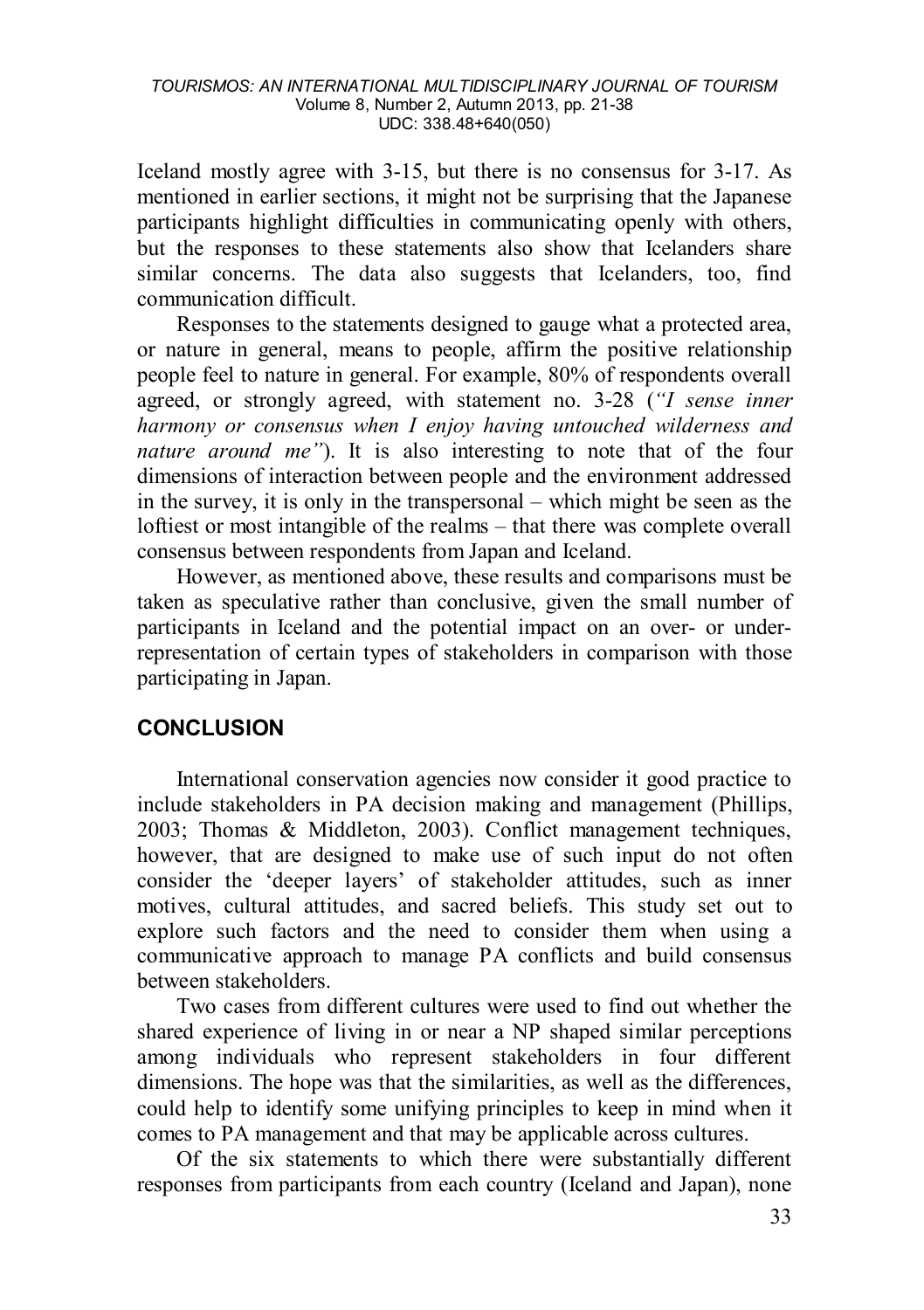Iceland mostly agree with 3-15, but there is no consensus for 3-17. As mentioned in earlier sections, it might not be surprising that the Japanese participants highlight difficulties in communicating openly with others, but the responses to these statements also show that Icelanders share similar concerns. The data also suggests that Icelanders, too, find communication difficult.

Responses to the statements designed to gauge what a protected area, or nature in general, means to people, affirm the positive relationship people feel to nature in general. For example, 80% of respondents overall agreed, or strongly agreed, with statement no. 3-28 (*"I sense inner harmony or consensus when I enjoy having untouched wilderness and nature around me"*). It is also interesting to note that of the four dimensions of interaction between people and the environment addressed in the survey, it is only in the transpersonal – which might be seen as the loftiest or most intangible of the realms – that there was complete overall consensus between respondents from Japan and Iceland.

However, as mentioned above, these results and comparisons must be taken as speculative rather than conclusive, given the small number of participants in Iceland and the potential impact on an over- or under-representation of certain types of stakeholders in comparison with those participating in Japan.

## CONCLUSION

International conservation agencies now consider it good practice to include stakeholders in PA decision making and management (Phillips, 2003; Thomas & Middleton, 2003). Conflict management techniques, however, that are designed to make use of such input do not often consider the 'deeper layers' of stakeholder attitudes, such as inner motives, cultural attitudes, and sacred beliefs. This study set out to explore such factors and the need to consider them when using a communicative approach to manage PA conflicts and build consensus between stakeholders.

Two cases from different cultures were used to find out whether the shared experience of living in or near a NP shaped similar perceptions among individuals who represent stakeholders in four different dimensions. The hope was that the similarities, as well as the differences, could help to identify some unifying principles to keep in mind when it comes to PA management and that may be applicable across cultures.

Of the six statements to which there were substantially different responses from participants from each country (Iceland and Japan), none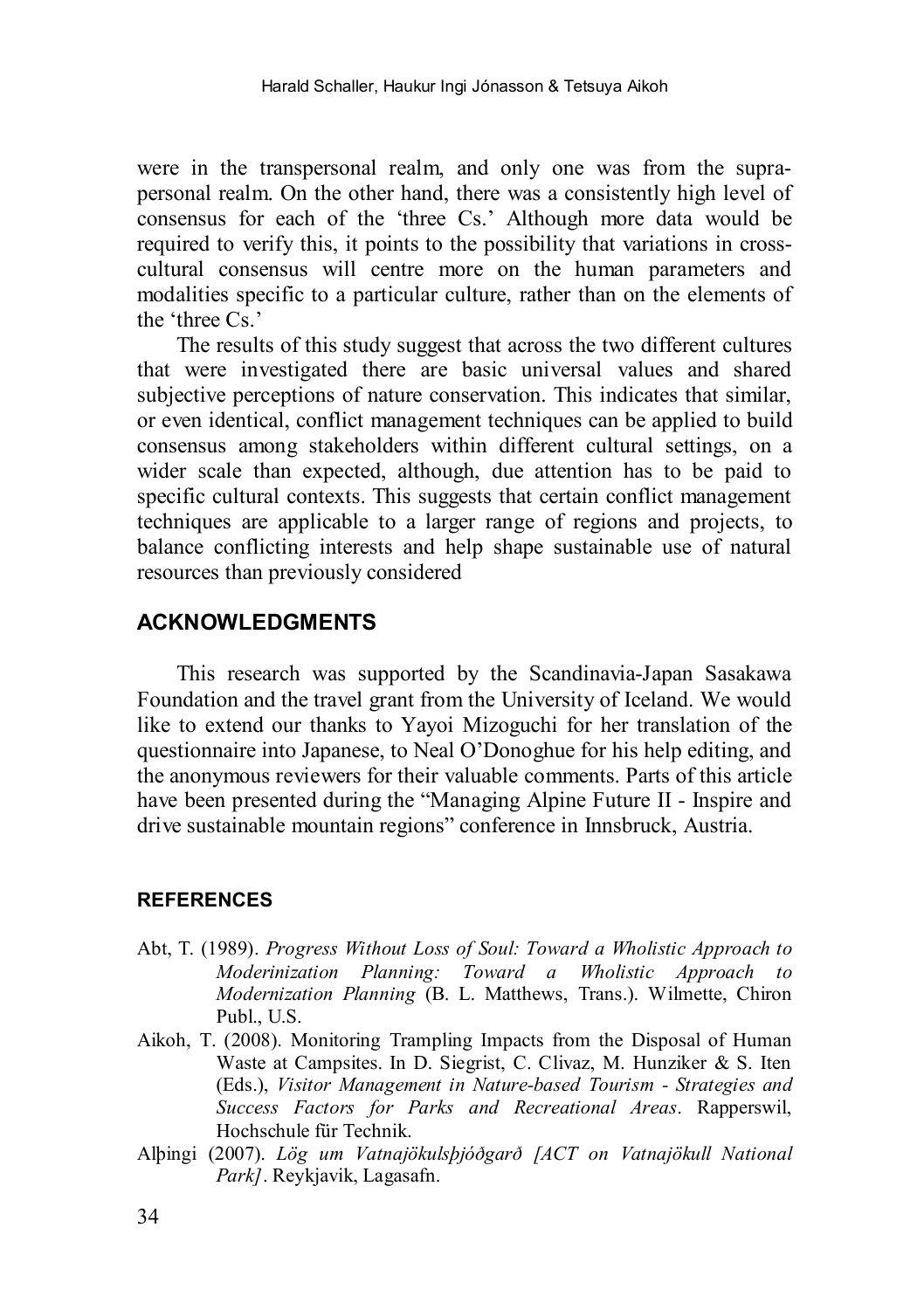were in the transpersonal realm, and only one was from the supra-personal realm. On the other hand, there was a consistently high level of consensus for each of the 'three Cs.' Although more data would be required to verify this, it points to the possibility that variations in cross-cultural consensus will centre more on the human parameters and modalities specific to a particular culture, rather than on the elements of the 'three Cs.'

The results of this study suggest that across the two different cultures that were investigated there are basic universal values and shared subjective perceptions of nature conservation. This indicates that similar, or even identical, conflict management techniques can be applied to build consensus among stakeholders within different cultural settings, on a wider scale than expected, although, due attention has to be paid to specific cultural contexts. This suggests that certain conflict management techniques are applicable to a larger range of regions and projects, to balance conflicting interests and help shape sustainable use of natural resources than previously considered

## ACKNOWLEDGMENTS

This research was supported by the Scandinavia-Japan Sasakawa Foundation and the travel grant from the University of Iceland. We would like to extend our thanks to Yayoi Mizoguchi for her translation of the questionnaire into Japanese, to Neal O'Donoghue for his help editing, and the anonymous reviewers for their valuable comments. Parts of this article have been presented during the "Managing Alpine Future II - Inspire and drive sustainable mountain regions" conference in Innsbruck, Austria.

### REFERENCES

Abt, T. (1989). *Progress Without Loss of Soul: Toward a Wholistic Approach to Moderinization Planning: Toward a Wholistic Approach to Modernization Planning* (B. L. Matthews, Trans.). Wilmette, Chiron Publ., U.S.

Aikoh, T. (2008). Monitoring Trampling Impacts from the Disposal of Human Waste at Campsites. In D. Siegrist, C. Clivaz, M. Hunziker & S. Iten (Eds.), *Visitor Management in Nature-based Tourism - Strategies and Success Factors for Parks and Recreational Areas*. Rapperswil, Hochschule für Technik.

Alþingi (2007). *Lög um Vatnajökulsþjóðgarð [ACT on Vatnajökull National Park]*. Reykjavik, Lagasafn.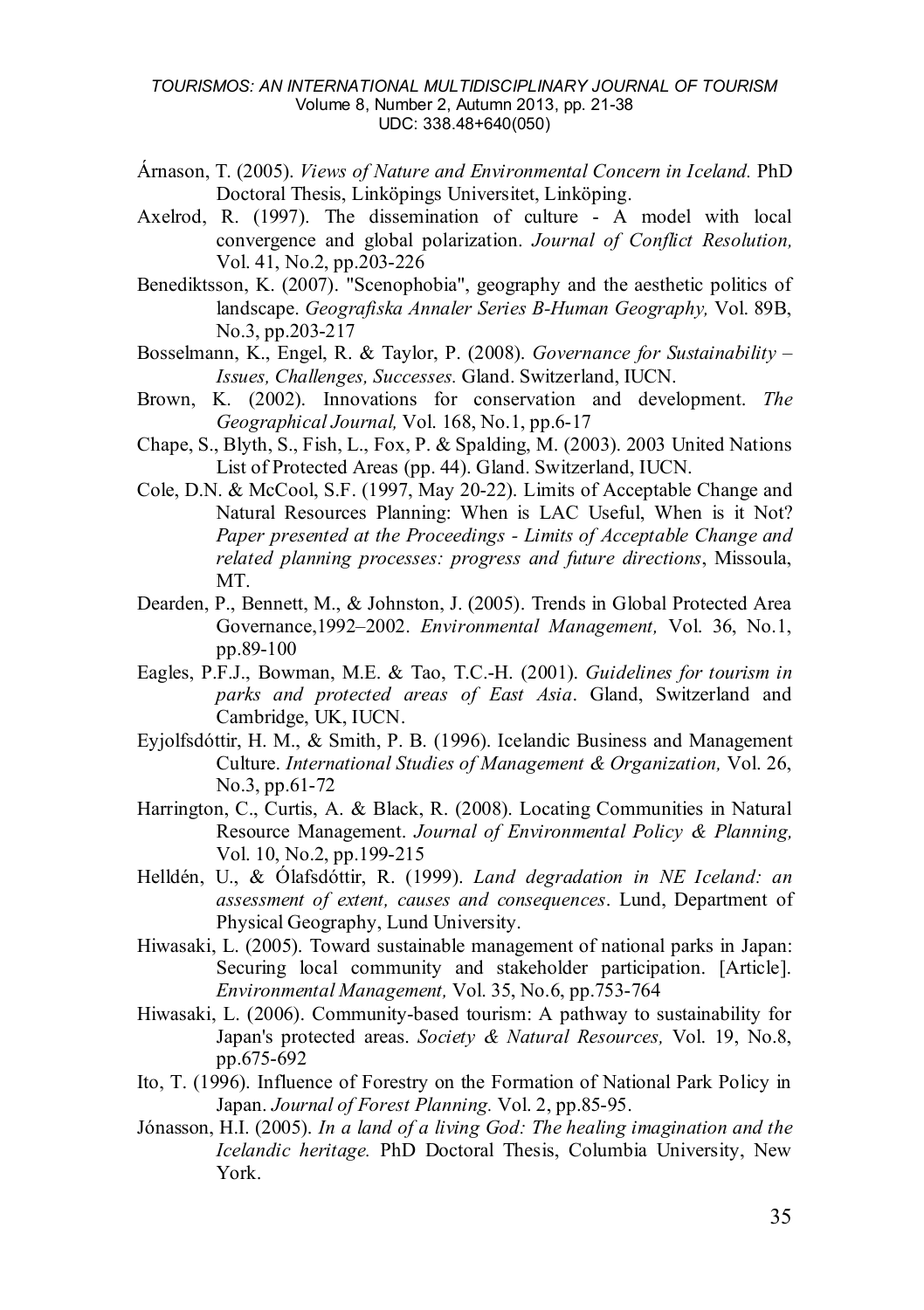Árnason, T. (2005). *Views of Nature and Environmental Concern in Iceland.* PhD Doctoral Thesis, Linköpings Universitet, Linköping.

Axelrod, R. (1997). The dissemination of culture - A model with local convergence and global polarization. *Journal of Conflict Resolution,* Vol. 41, No.2, pp.203-226

Benediktsson, K. (2007). "Scenophobia", geography and the aesthetic politics of landscape. *Geografiska Annaler Series B-Human Geography,* Vol. 89B, No.3, pp.203-217

Bosselmann, K., Engel, R. & Taylor, P. (2008). *Governance for Sustainability – Issues, Challenges, Successes.* Gland. Switzerland, IUCN.

Brown, K. (2002). Innovations for conservation and development. *The Geographical Journal,* Vol. 168, No.1, pp.6-17

Chape, S., Blyth, S., Fish, L., Fox, P. & Spalding, M. (2003). 2003 United Nations List of Protected Areas (pp. 44). Gland. Switzerland, IUCN.

Cole, D.N. & McCool, S.F. (1997, May 20-22). Limits of Acceptable Change and Natural Resources Planning: When is LAC Useful, When is it Not? *Paper presented at the Proceedings - Limits of Acceptable Change and related planning processes: progress and future directions*, Missoula, MT.

Dearden, P., Bennett, M., & Johnston, J. (2005). Trends in Global Protected Area Governance,1992–2002. *Environmental Management,* Vol. 36, No.1, pp.89-100

Eagles, P.F.J., Bowman, M.E. & Tao, T.C.-H. (2001). *Guidelines for tourism in parks and protected areas of East Asia*. Gland, Switzerland and Cambridge, UK, IUCN.

Eyjolfsdóttir, H. M., & Smith, P. B. (1996). Icelandic Business and Management Culture. *International Studies of Management & Organization,* Vol. 26, No.3, pp.61-72

Harrington, C., Curtis, A. & Black, R. (2008). Locating Communities in Natural Resource Management. *Journal of Environmental Policy & Planning,* Vol. 10, No.2, pp.199-215

Helldén, U., & Ólafsdóttir, R. (1999). *Land degradation in NE Iceland: an assessment of extent, causes and consequences*. Lund, Department of Physical Geography, Lund University.

Hiwasaki, L. (2005). Toward sustainable management of national parks in Japan: Securing local community and stakeholder participation. [Article]. *Environmental Management,* Vol. 35, No.6, pp.753-764

Hiwasaki, L. (2006). Community-based tourism: A pathway to sustainability for Japan's protected areas. *Society & Natural Resources,* Vol. 19, No.8, pp.675-692

Ito, T. (1996). Influence of Forestry on the Formation of National Park Policy in Japan. *Journal of Forest Planning.* Vol. 2, pp.85-95.

Jónasson, H.I. (2005). *In a land of a living God: The healing imagination and the Icelandic heritage.* PhD Doctoral Thesis, Columbia University, New York.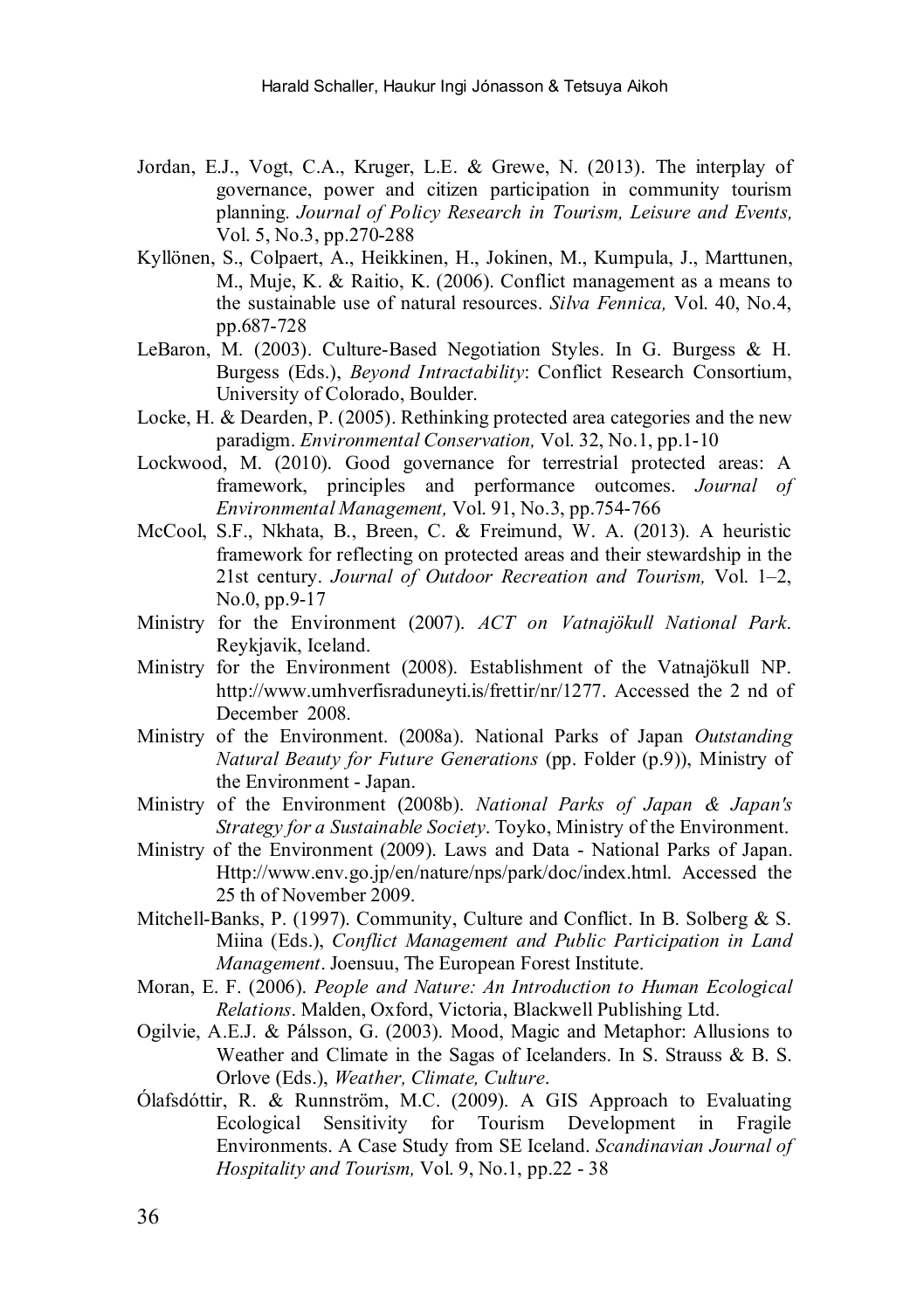Jordan, E.J., Vogt, C.A., Kruger, L.E. & Grewe, N. (2013). The interplay of governance, power and citizen participation in community tourism planning. *Journal of Policy Research in Tourism, Leisure and Events,* Vol. 5, No.3, pp.270-288

Kyllönen, S., Colpaert, A., Heikkinen, H., Jokinen, M., Kumpula, J., Marttunen, M., Muje, K. & Raitio, K. (2006). Conflict management as a means to the sustainable use of natural resources. *Silva Fennica,* Vol. 40, No.4, pp.687-728

LeBaron, M. (2003). Culture-Based Negotiation Styles. In G. Burgess & H. Burgess (Eds.), *Beyond Intractability*: Conflict Research Consortium, University of Colorado, Boulder.

Locke, H. & Dearden, P. (2005). Rethinking protected area categories and the new paradigm. *Environmental Conservation,* Vol. 32, No.1, pp.1-10

Lockwood, M. (2010). Good governance for terrestrial protected areas: A framework, principles and performance outcomes. *Journal of Environmental Management,* Vol. 91, No.3, pp.754-766

McCool, S.F., Nkhata, B., Breen, C. & Freimund, W. A. (2013). A heuristic framework for reflecting on protected areas and their stewardship in the 21st century. *Journal of Outdoor Recreation and Tourism,* Vol. 1–2, No.0, pp.9-17

Ministry for the Environment (2007). *ACT on Vatnajökull National Park*. Reykjavik, Iceland.

Ministry for the Environment (2008). Establishment of the Vatnajökull NP. http://www.umhverfisraduneyti.is/frettir/nr/1277. Accessed the 2 nd of December 2008.

Ministry of the Environment. (2008a). National Parks of Japan *Outstanding Natural Beauty for Future Generations* (pp. Folder (p.9)), Ministry of the Environment - Japan.

Ministry of the Environment (2008b). *National Parks of Japan & Japan's Strategy for a Sustainable Society*. Toyko, Ministry of the Environment.

Ministry of the Environment (2009). Laws and Data - National Parks of Japan. Http://www.env.go.jp/en/nature/nps/park/doc/index.html. Accessed the 25 th of November 2009.

Mitchell-Banks, P. (1997). Community, Culture and Conflict. In B. Solberg & S. Miina (Eds.), *Conflict Management and Public Participation in Land Management*. Joensuu, The European Forest Institute.

Moran, E. F. (2006). *People and Nature: An Introduction to Human Ecological Relations*. Malden, Oxford, Victoria, Blackwell Publishing Ltd.

Ogilvie, A.E.J. & Pálsson, G. (2003). Mood, Magic and Metaphor: Allusions to Weather and Climate in the Sagas of Icelanders. In S. Strauss & B. S. Orlove (Eds.), *Weather, Climate, Culture*.

Ólafsdóttir, R. & Runnström, M.C. (2009). A GIS Approach to Evaluating Ecological Sensitivity for Tourism Development in Fragile Environments. A Case Study from SE Iceland. *Scandinavian Journal of Hospitality and Tourism,* Vol. 9, No.1, pp.22 - 38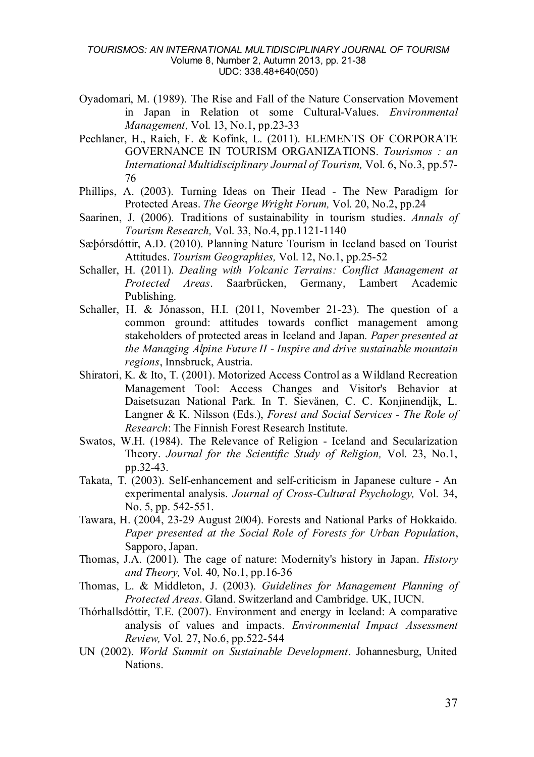Oyadomari, M. (1989). The Rise and Fall of the Nature Conservation Movement in Japan in Relation ot some Cultural-Values. *Environmental Management,* Vol. 13, No.1, pp.23-33

Pechlaner, H., Raich, F. & Kofink, L. (2011). ELEMENTS OF CORPORATE GOVERNANCE IN TOURISM ORGANIZATIONS. *Tourismos : an International Multidisciplinary Journal of Tourism,* Vol. 6, No.3, pp.57-76

Phillips, A. (2003). Turning Ideas on Their Head - The New Paradigm for Protected Areas. *The George Wright Forum,* Vol. 20, No.2, pp.24

Saarinen, J. (2006). Traditions of sustainability in tourism studies. *Annals of Tourism Research,* Vol. 33, No.4, pp.1121-1140

Sæþórsdóttir, A.D. (2010). Planning Nature Tourism in Iceland based on Tourist Attitudes. *Tourism Geographies,* Vol. 12, No.1, pp.25-52

Schaller, H. (2011). *Dealing with Volcanic Terrains: Conflict Management at Protected Areas*. Saarbrücken, Germany, Lambert Academic Publishing.

Schaller, H. & Jónasson, H.I. (2011, November 21-23). The question of a common ground: attitudes towards conflict management among stakeholders of protected areas in Iceland and Japan. *Paper presented at the Managing Alpine Future II - Inspire and drive sustainable mountain regions*, Innsbruck, Austria.

Shiratori, K. & Ito, T. (2001). Motorized Access Control as a Wildland Recreation Management Tool: Access Changes and Visitor's Behavior at Daisetsuzan National Park. In T. Sievänen, C. C. Konjinendijk, L. Langner & K. Nilsson (Eds.), *Forest and Social Services - The Role of Research*: The Finnish Forest Research Institute.

Swatos, W.H. (1984). The Relevance of Religion - Iceland and Secularization Theory. *Journal for the Scientific Study of Religion,* Vol. 23, No.1, pp.32-43.

Takata, T. (2003). Self-enhancement and self-criticism in Japanese culture - An experimental analysis. *Journal of Cross-Cultural Psychology,* Vol. 34, No. 5, pp. 542-551.

Tawara, H. (2004, 23-29 August 2004). Forests and National Parks of Hokkaido. *Paper presented at the Social Role of Forests for Urban Population*, Sapporo, Japan.

Thomas, J.A. (2001). The cage of nature: Modernity's history in Japan. *History and Theory,* Vol. 40, No.1, pp.16-36

Thomas, L. & Middleton, J. (2003). *Guidelines for Management Planning of Protected Areas*. Gland. Switzerland and Cambridge. UK, IUCN.

Thórhallsdóttir, T.E. (2007). Environment and energy in Iceland: A comparative analysis of values and impacts. *Environmental Impact Assessment Review,* Vol. 27, No.6, pp.522-544

UN (2002). *World Summit on Sustainable Development*. Johannesburg, United Nations.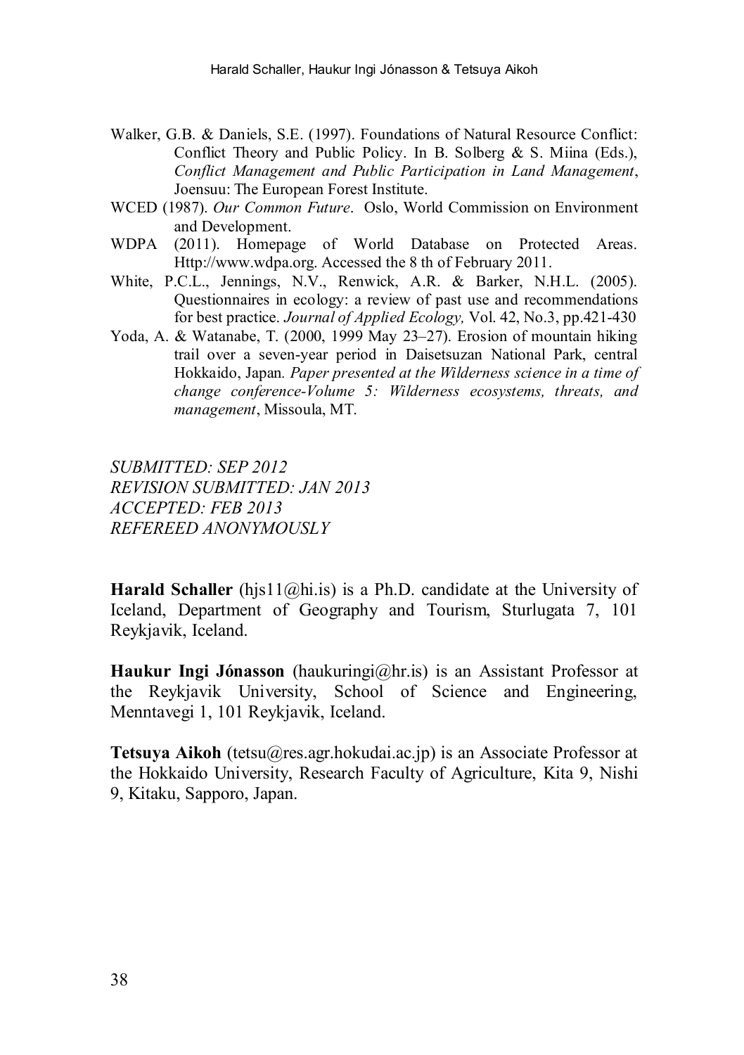Walker, G.B. & Daniels, S.E. (1997). Foundations of Natural Resource Conflict: Conflict Theory and Public Policy. In B. Solberg & S. Miina (Eds.), *Conflict Management and Public Participation in Land Management*, Joensuu: The European Forest Institute.

WCED (1987). *Our Common Future*. Oslo, World Commission on Environment and Development.

WDPA (2011). Homepage of World Database on Protected Areas. Http://www.wdpa.org. Accessed the 8 th of February 2011.

White, P.C.L., Jennings, N.V., Renwick, A.R. & Barker, N.H.L. (2005). Questionnaires in ecology: a review of past use and recommendations for best practice. *Journal of Applied Ecology,* Vol. 42, No.3, pp.421-430

Yoda, A. & Watanabe, T. (2000, 1999 May 23–27). Erosion of mountain hiking trail over a seven-year period in Daisetsuzan National Park, central Hokkaido, Japan. *Paper presented at the Wilderness science in a time of change conference-Volume 5: Wilderness ecosystems, threats, and management*, Missoula, MT.

*SUBMITTED: SEP 2012*
*REVISION SUBMITTED: JAN 2013*
*ACCEPTED: FEB 2013*
*REFEREED ANONYMOUSLY*

**Harald Schaller** (hjs11@hi.is) is a Ph.D. candidate at the University of Iceland, Department of Geography and Tourism, Sturlugata 7, 101 Reykjavik, Iceland.

**Haukur Ingi Jónasson** (haukuringi@hr.is) is an Assistant Professor at the Reykjavik University, School of Science and Engineering, Menntavegi 1, 101 Reykjavik, Iceland.

**Tetsuya Aikoh** (tetsu@res.agr.hokudai.ac.jp) is an Associate Professor at the Hokkaido University, Research Faculty of Agriculture, Kita 9, Nishi 9, Kitaku, Sapporo, Japan.